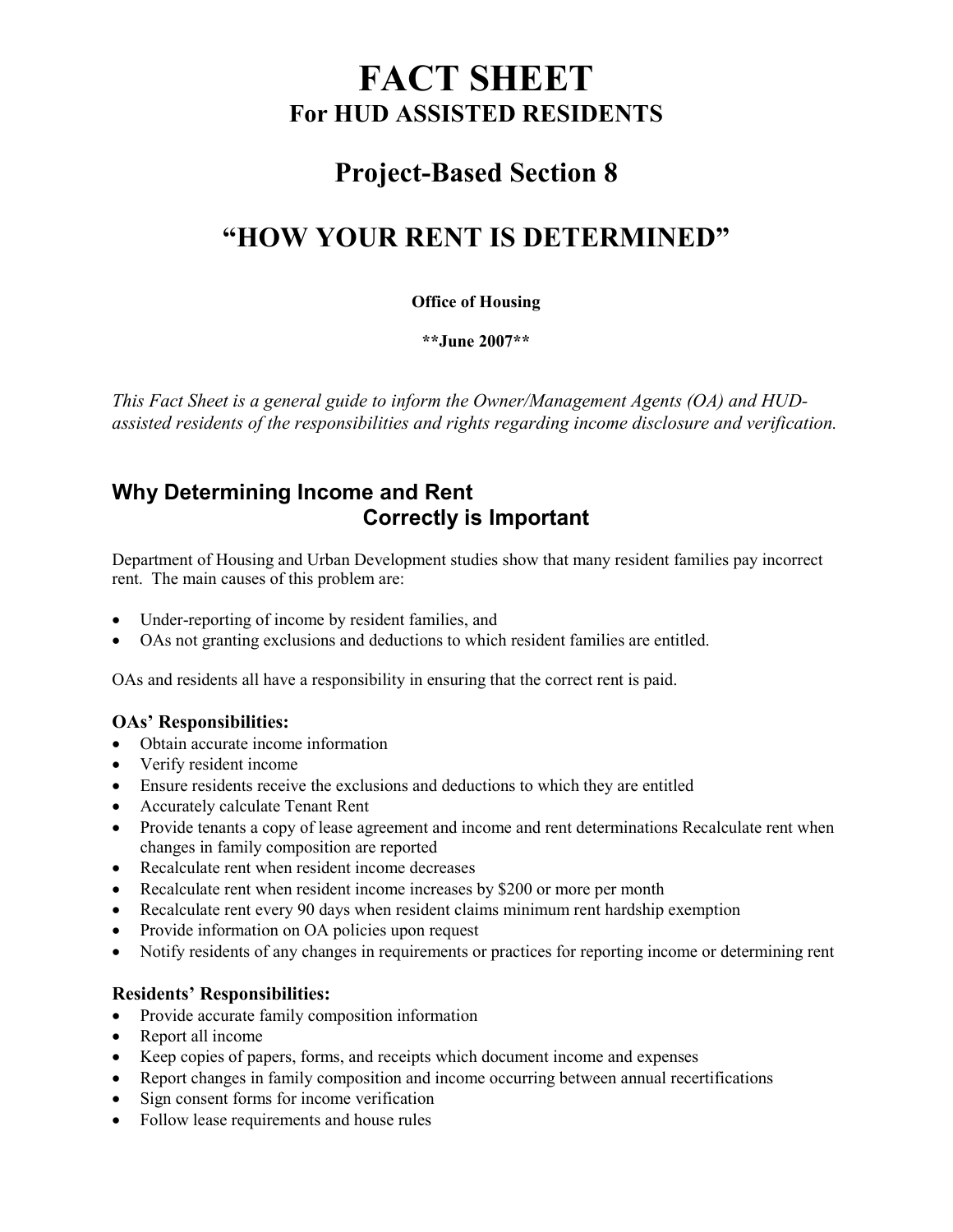# FACT SHEET

## For HUD ASSISTED RESIDENTS

# Project-Based Section 8

# "HOW YOUR RENT IS DETERMINED"

**Office of Housing**

****June 2007****

*This Fact Sheet is a general guide to inform the Owner/Management Agents (OA) and HUD-assisted residents of the responsibilities and rights regarding income disclosure and verification.*

## Why Determining Income and Rent Correctly is Important

Department of Housing and Urban Development studies show that many resident families pay incorrect rent. The main causes of this problem are:

- Under-reporting of income by resident families, and
- OAs not granting exclusions and deductions to which resident families are entitled.

OAs and residents all have a responsibility in ensuring that the correct rent is paid.

### OAs' Responsibilities:

- Obtain accurate income information
- Verify resident income
- Ensure residents receive the exclusions and deductions to which they are entitled
- Accurately calculate Tenant Rent
- Provide tenants a copy of lease agreement and income and rent determinations Recalculate rent when changes in family composition are reported
- Recalculate rent when resident income decreases
- Recalculate rent when resident income increases by $200 or more per month
- Recalculate rent every 90 days when resident claims minimum rent hardship exemption
- Provide information on OA policies upon request
- Notify residents of any changes in requirements or practices for reporting income or determining rent

### Residents' Responsibilities:

- Provide accurate family composition information
- Report all income
- Keep copies of papers, forms, and receipts which document income and expenses
- Report changes in family composition and income occurring between annual recertifications
- Sign consent forms for income verification
- Follow lease requirements and house rules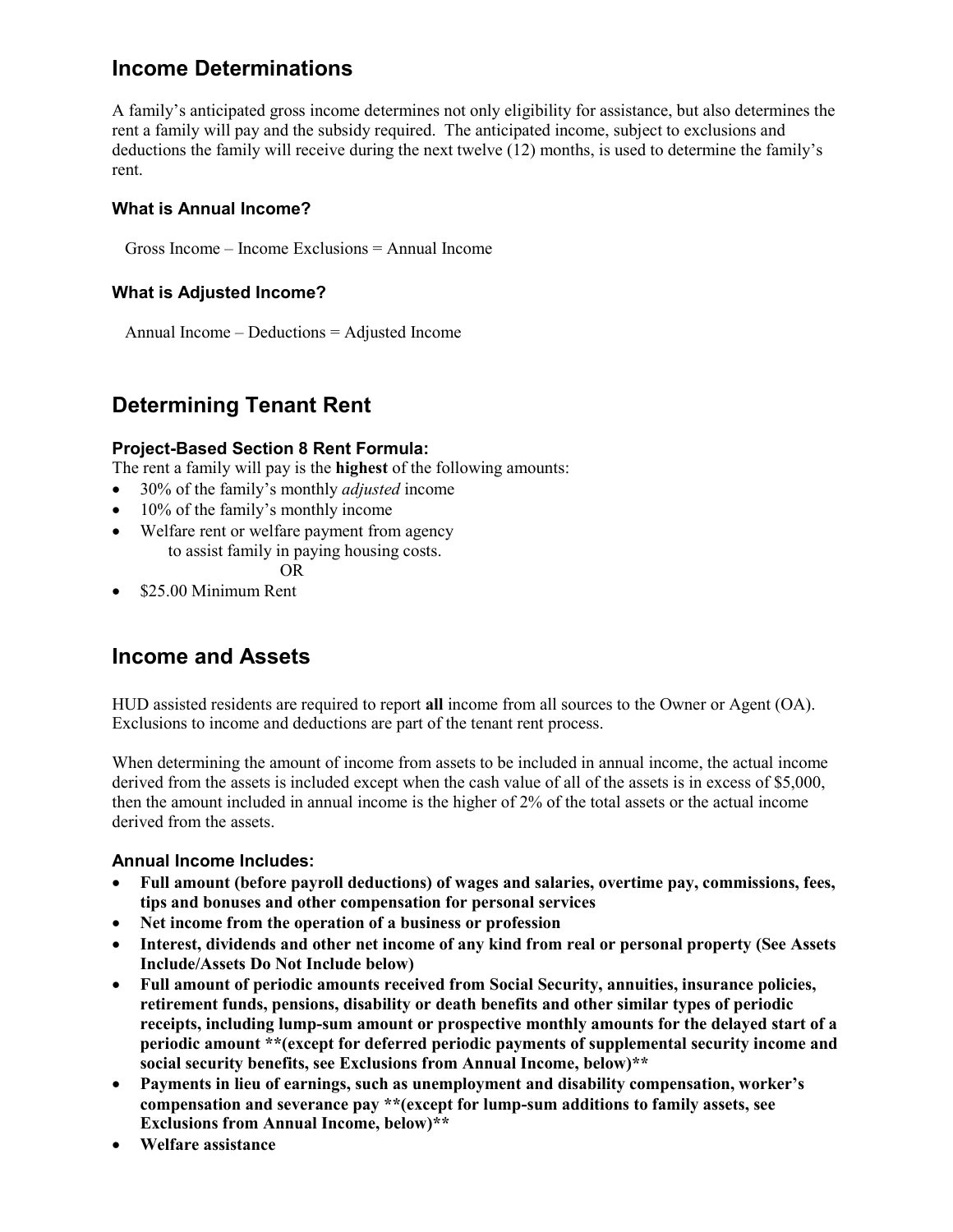## Income Determinations

A family's anticipated gross income determines not only eligibility for assistance, but also determines the rent a family will pay and the subsidy required. The anticipated income, subject to exclusions and deductions the family will receive during the next twelve (12) months, is used to determine the family's rent.

### What is Annual Income?

Gross Income – Income Exclusions = Annual Income

### What is Adjusted Income?

Annual Income – Deductions = Adjusted Income

## Determining Tenant Rent

### Project-Based Section 8 Rent Formula:

The rent a family will pay is the **highest** of the following amounts:

- 30% of the family's monthly *adjusted* income
- 10% of the family's monthly income
- Welfare rent or welfare payment from agency to assist family in paying housing costs.

  OR

- $25.00 Minimum Rent

## Income and Assets

HUD assisted residents are required to report **all** income from all sources to the Owner or Agent (OA). Exclusions to income and deductions are part of the tenant rent process.

When determining the amount of income from assets to be included in annual income, the actual income derived from the assets is included except when the cash value of all of the assets is in excess of $5,000, then the amount included in annual income is the higher of 2% of the total assets or the actual income derived from the assets.

### Annual Income Includes:

- **Full amount (before payroll deductions) of wages and salaries, overtime pay, commissions, fees, tips and bonuses and other compensation for personal services**
- **Net income from the operation of a business or profession**
- **Interest, dividends and other net income of any kind from real or personal property (See Assets Include/Assets Do Not Include below)**
- **Full amount of periodic amounts received from Social Security, annuities, insurance policies, retirement funds, pensions, disability or death benefits and other similar types of periodic receipts, including lump-sum amount or prospective monthly amounts for the delayed start of a periodic amount \*\*(except for deferred periodic payments of supplemental security income and social security benefits, see Exclusions from Annual Income, below)\*\***
- **Payments in lieu of earnings, such as unemployment and disability compensation, worker's compensation and severance pay \*\*(except for lump-sum additions to family assets, see Exclusions from Annual Income, below)\*\***
- **Welfare assistance**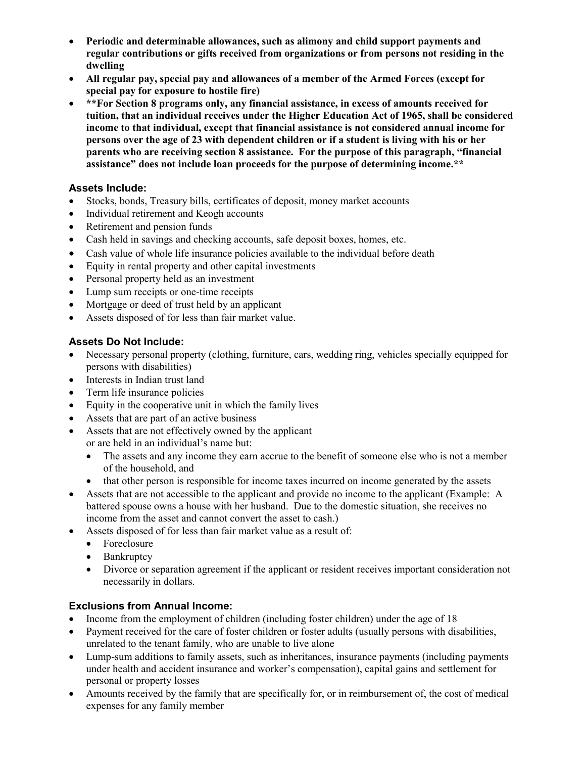- **Periodic and determinable allowances, such as alimony and child support payments and regular contributions or gifts received from organizations or from persons not residing in the dwelling**
- **All regular pay, special pay and allowances of a member of the Armed Forces (except for special pay for exposure to hostile fire)**
- **\*\*For Section 8 programs only, any financial assistance, in excess of amounts received for tuition, that an individual receives under the Higher Education Act of 1965, shall be considered income to that individual, except that financial assistance is not considered annual income for persons over the age of 23 with dependent children or if a student is living with his or her parents who are receiving section 8 assistance. For the purpose of this paragraph, "financial assistance" does not include loan proceeds for the purpose of determining income.\*\***

### Assets Include:

- Stocks, bonds, Treasury bills, certificates of deposit, money market accounts
- Individual retirement and Keogh accounts
- Retirement and pension funds
- Cash held in savings and checking accounts, safe deposit boxes, homes, etc.
- Cash value of whole life insurance policies available to the individual before death
- Equity in rental property and other capital investments
- Personal property held as an investment
- Lump sum receipts or one-time receipts
- Mortgage or deed of trust held by an applicant
- Assets disposed of for less than fair market value.

### Assets Do Not Include:

- Necessary personal property (clothing, furniture, cars, wedding ring, vehicles specially equipped for persons with disabilities)
- Interests in Indian trust land
- Term life insurance policies
- Equity in the cooperative unit in which the family lives
- Assets that are part of an active business
- Assets that are not effectively owned by the applicant or are held in an individual's name but:
  - The assets and any income they earn accrue to the benefit of someone else who is not a member of the household, and
  - that other person is responsible for income taxes incurred on income generated by the assets
- Assets that are not accessible to the applicant and provide no income to the applicant (Example: A battered spouse owns a house with her husband. Due to the domestic situation, she receives no income from the asset and cannot convert the asset to cash.)
- Assets disposed of for less than fair market value as a result of:
  - Foreclosure
  - Bankruptcy
  - Divorce or separation agreement if the applicant or resident receives important consideration not necessarily in dollars.

### Exclusions from Annual Income:

- Income from the employment of children (including foster children) under the age of 18
- Payment received for the care of foster children or foster adults (usually persons with disabilities, unrelated to the tenant family, who are unable to live alone
- Lump-sum additions to family assets, such as inheritances, insurance payments (including payments under health and accident insurance and worker's compensation), capital gains and settlement for personal or property losses
- Amounts received by the family that are specifically for, or in reimbursement of, the cost of medical expenses for any family member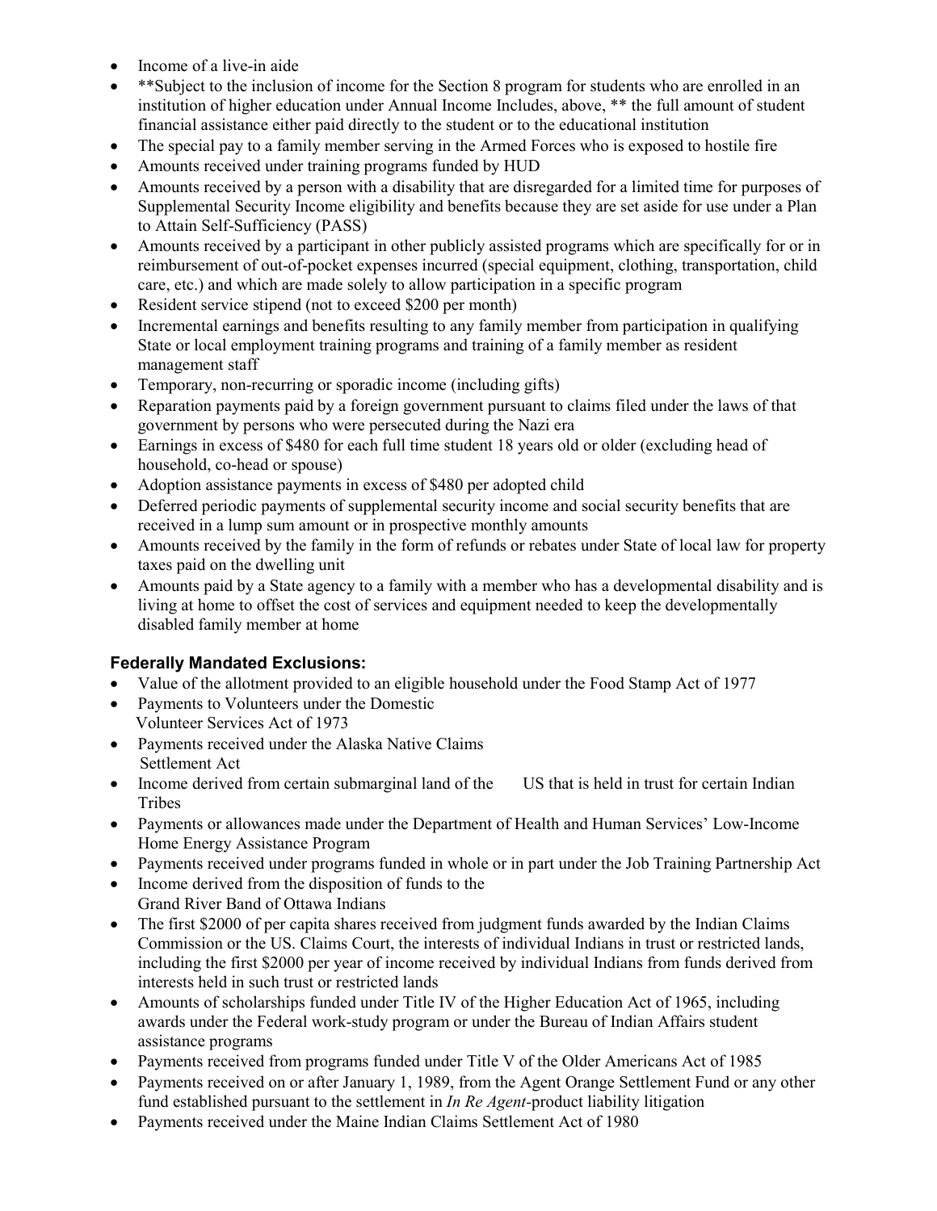- Income of a live-in aide
- **Subject to the inclusion of income for the Section 8 program for students who are enrolled in an institution of higher education under Annual Income Includes, above, ** the full amount of student financial assistance either paid directly to the student or to the educational institution
- The special pay to a family member serving in the Armed Forces who is exposed to hostile fire
- Amounts received under training programs funded by HUD
- Amounts received by a person with a disability that are disregarded for a limited time for purposes of Supplemental Security Income eligibility and benefits because they are set aside for use under a Plan to Attain Self-Sufficiency (PASS)
- Amounts received by a participant in other publicly assisted programs which are specifically for or in reimbursement of out-of-pocket expenses incurred (special equipment, clothing, transportation, child care, etc.) and which are made solely to allow participation in a specific program
- Resident service stipend (not to exceed $200 per month)
- Incremental earnings and benefits resulting to any family member from participation in qualifying State or local employment training programs and training of a family member as resident management staff
- Temporary, non-recurring or sporadic income (including gifts)
- Reparation payments paid by a foreign government pursuant to claims filed under the laws of that government by persons who were persecuted during the Nazi era
- Earnings in excess of $480 for each full time student 18 years old or older (excluding head of household, co-head or spouse)
- Adoption assistance payments in excess of $480 per adopted child
- Deferred periodic payments of supplemental security income and social security benefits that are received in a lump sum amount or in prospective monthly amounts
- Amounts received by the family in the form of refunds or rebates under State of local law for property taxes paid on the dwelling unit
- Amounts paid by a State agency to a family with a member who has a developmental disability and is living at home to offset the cost of services and equipment needed to keep the developmentally disabled family member at home

### Federally Mandated Exclusions:

- Value of the allotment provided to an eligible household under the Food Stamp Act of 1977
- Payments to Volunteers under the Domestic Volunteer Services Act of 1973
- Payments received under the Alaska Native Claims Settlement Act
- Income derived from certain submarginal land of the US that is held in trust for certain Indian Tribes
- Payments or allowances made under the Department of Health and Human Services' Low-Income Home Energy Assistance Program
- Payments received under programs funded in whole or in part under the Job Training Partnership Act
- Income derived from the disposition of funds to the Grand River Band of Ottawa Indians
- The first $2000 of per capita shares received from judgment funds awarded by the Indian Claims Commission or the US. Claims Court, the interests of individual Indians in trust or restricted lands, including the first $2000 per year of income received by individual Indians from funds derived from interests held in such trust or restricted lands
- Amounts of scholarships funded under Title IV of the Higher Education Act of 1965, including awards under the Federal work-study program or under the Bureau of Indian Affairs student assistance programs
- Payments received from programs funded under Title V of the Older Americans Act of 1985
- Payments received on or after January 1, 1989, from the Agent Orange Settlement Fund or any other fund established pursuant to the settlement in *In Re Agent*-product liability litigation
- Payments received under the Maine Indian Claims Settlement Act of 1980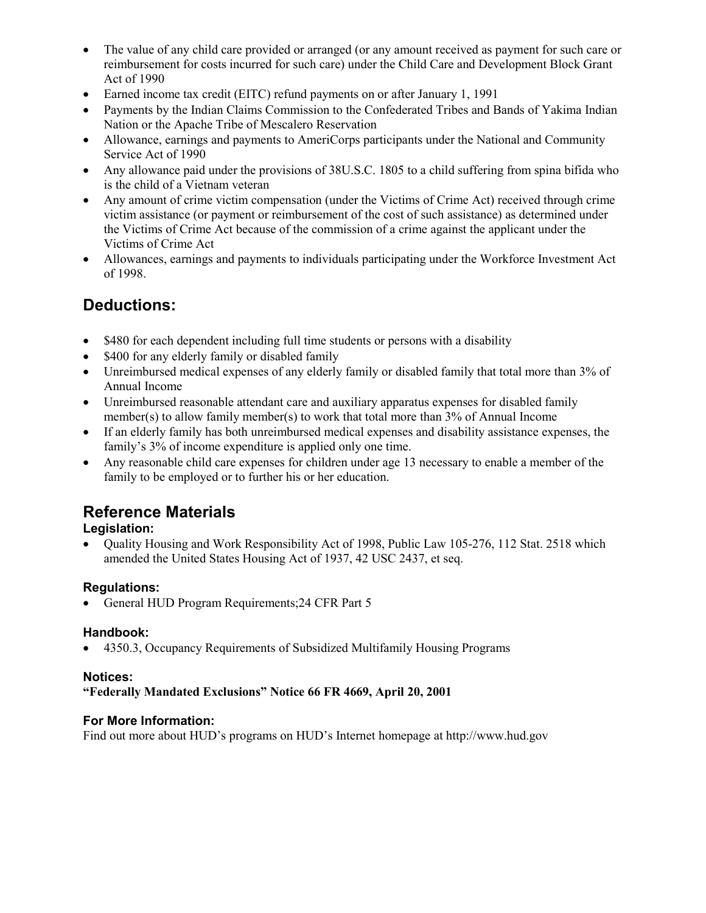- The value of any child care provided or arranged (or any amount received as payment for such care or reimbursement for costs incurred for such care) under the Child Care and Development Block Grant Act of 1990
- Earned income tax credit (EITC) refund payments on or after January 1, 1991
- Payments by the Indian Claims Commission to the Confederated Tribes and Bands of Yakima Indian Nation or the Apache Tribe of Mescalero Reservation
- Allowance, earnings and payments to AmeriCorps participants under the National and Community Service Act of 1990
- Any allowance paid under the provisions of 38U.S.C. 1805 to a child suffering from spina bifida who is the child of a Vietnam veteran
- Any amount of crime victim compensation (under the Victims of Crime Act) received through crime victim assistance (or payment or reimbursement of the cost of such assistance) as determined under the Victims of Crime Act because of the commission of a crime against the applicant under the Victims of Crime Act
- Allowances, earnings and payments to individuals participating under the Workforce Investment Act of 1998.

## Deductions:

- $480 for each dependent including full time students or persons with a disability
- $400 for any elderly family or disabled family
- Unreimbursed medical expenses of any elderly family or disabled family that total more than 3% of Annual Income
- Unreimbursed reasonable attendant care and auxiliary apparatus expenses for disabled family member(s) to allow family member(s) to work that total more than 3% of Annual Income
- If an elderly family has both unreimbursed medical expenses and disability assistance expenses, the family's 3% of income expenditure is applied only one time.
- Any reasonable child care expenses for children under age 13 necessary to enable a member of the family to be employed or to further his or her education.

## Reference Materials

### Legislation:

- Quality Housing and Work Responsibility Act of 1998, Public Law 105-276, 112 Stat. 2518 which amended the United States Housing Act of 1937, 42 USC 2437, et seq.

### Regulations:

- General HUD Program Requirements;24 CFR Part 5

### Handbook:

- 4350.3, Occupancy Requirements of Subsidized Multifamily Housing Programs

### Notices:

**"Federally Mandated Exclusions" Notice 66 FR 4669, April 20, 2001**

### For More Information:

Find out more about HUD's programs on HUD's Internet homepage at http://www.hud.gov